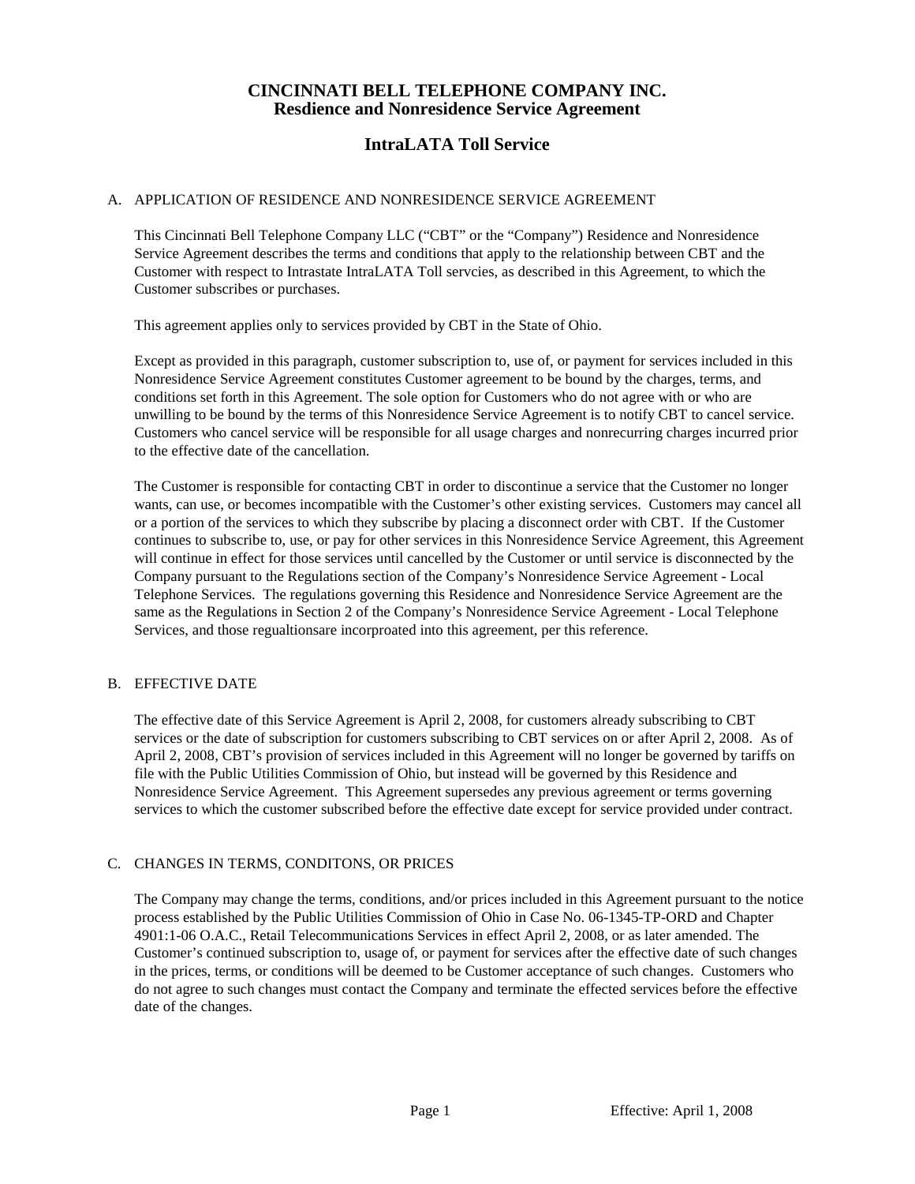# CINCINNATI BELL TELEPHONE COMPANY INC.
## Resdience and Nonresidence Service Agreement

## IntraLATA Toll Service

A. APPLICATION OF RESIDENCE AND NONRESIDENCE SERVICE AGREEMENT

This Cincinnati Bell Telephone Company LLC ("CBT" or the "Company") Residence and Nonresidence Service Agreement describes the terms and conditions that apply to the relationship between CBT and the Customer with respect to Intrastate IntraLATA Toll servcies, as described in this Agreement, to which the Customer subscribes or purchases.

This agreement applies only to services provided by CBT in the State of Ohio.

Except as provided in this paragraph, customer subscription to, use of, or payment for services included in this Nonresidence Service Agreement constitutes Customer agreement to be bound by the charges, terms, and conditions set forth in this Agreement. The sole option for Customers who do not agree with or who are unwilling to be bound by the terms of this Nonresidence Service Agreement is to notify CBT to cancel service. Customers who cancel service will be responsible for all usage charges and nonrecurring charges incurred prior to the effective date of the cancellation.

The Customer is responsible for contacting CBT in order to discontinue a service that the Customer no longer wants, can use, or becomes incompatible with the Customer's other existing services. Customers may cancel all or a portion of the services to which they subscribe by placing a disconnect order with CBT. If the Customer continues to subscribe to, use, or pay for other services in this Nonresidence Service Agreement, this Agreement will continue in effect for those services until cancelled by the Customer or until service is disconnected by the Company pursuant to the Regulations section of the Company's Nonresidence Service Agreement - Local Telephone Services. The regulations governing this Residence and Nonresidence Service Agreement are the same as the Regulations in Section 2 of the Company's Nonresidence Service Agreement - Local Telephone Services, and those regualtionsare incorporated into this agreement, per this reference.

B. EFFECTIVE DATE

The effective date of this Service Agreement is April 2, 2008, for customers already subscribing to CBT services or the date of subscription for customers subscribing to CBT services on or after April 2, 2008. As of April 2, 2008, CBT's provision of services included in this Agreement will no longer be governed by tariffs on file with the Public Utilities Commission of Ohio, but instead will be governed by this Residence and Nonresidence Service Agreement. This Agreement supersedes any previous agreement or terms governing services to which the customer subscribed before the effective date except for service provided under contract.

C. CHANGES IN TERMS, CONDITONS, OR PRICES

The Company may change the terms, conditions, and/or prices included in this Agreement pursuant to the notice process established by the Public Utilities Commission of Ohio in Case No. 06-1345-TP-ORD and Chapter 4901:1-06 O.A.C., Retail Telecommunications Services in effect April 2, 2008, or as later amended. The Customer's continued subscription to, usage of, or payment for services after the effective date of such changes in the prices, terms, or conditions will be deemed to be Customer acceptance of such changes. Customers who do not agree to such changes must contact the Company and terminate the effected services before the effective date of the changes.

Effective: April 1, 2008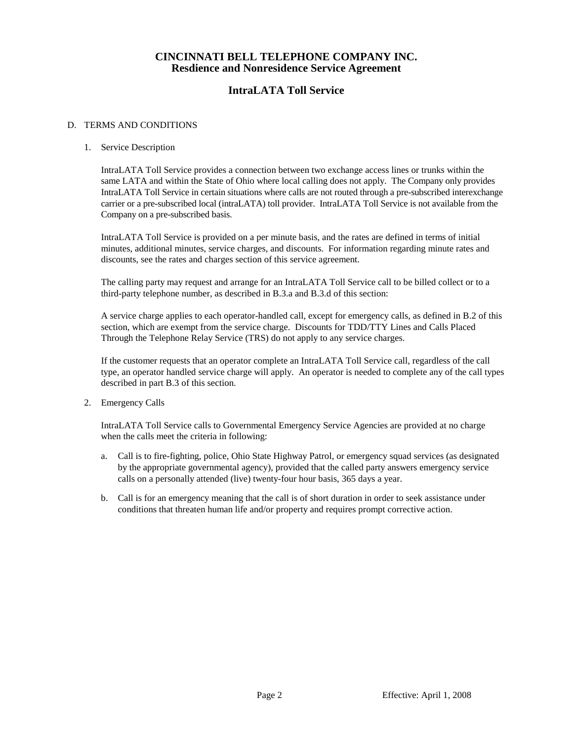# CINCINNATI BELL TELEPHONE COMPANY INC.
## Resdience and Nonresidence Service Agreement

## IntraLATA Toll Service

D. TERMS AND CONDITIONS

1. Service Description

   IntraLATA Toll Service provides a connection between two exchange access lines or trunks within the same LATA and within the State of Ohio where local calling does not apply. The Company only provides IntraLATA Toll Service in certain situations where calls are not routed through a pre-subscribed interexchange carrier or a pre-subscribed local (intraLATA) toll provider. IntraLATA Toll Service is not available from the Company on a pre-subscribed basis.

   IntraLATA Toll Service is provided on a per minute basis, and the rates are defined in terms of initial minutes, additional minutes, service charges, and discounts. For information regarding minute rates and discounts, see the rates and charges section of this service agreement.

   The calling party may request and arrange for an IntraLATA Toll Service call to be billed collect or to a third-party telephone number, as described in B.3.a and B.3.d of this section:

   A service charge applies to each operator-handled call, except for emergency calls, as defined in B.2 of this section, which are exempt from the service charge. Discounts for TDD/TTY Lines and Calls Placed Through the Telephone Relay Service (TRS) do not apply to any service charges.

   If the customer requests that an operator complete an IntraLATA Toll Service call, regardless of the call type, an operator handled service charge will apply. An operator is needed to complete any of the call types described in part B.3 of this section.

2. Emergency Calls

   IntraLATA Toll Service calls to Governmental Emergency Service Agencies are provided at no charge when the calls meet the criteria in following:

   a. Call is to fire-fighting, police, Ohio State Highway Patrol, or emergency squad services (as designated by the appropriate governmental agency), provided that the called party answers emergency service calls on a personally attended (live) twenty-four hour basis, 365 days a year.

   b. Call is for an emergency meaning that the call is of short duration in order to seek assistance under conditions that threaten human life and/or property and requires prompt corrective action.

Effective: April 1, 2008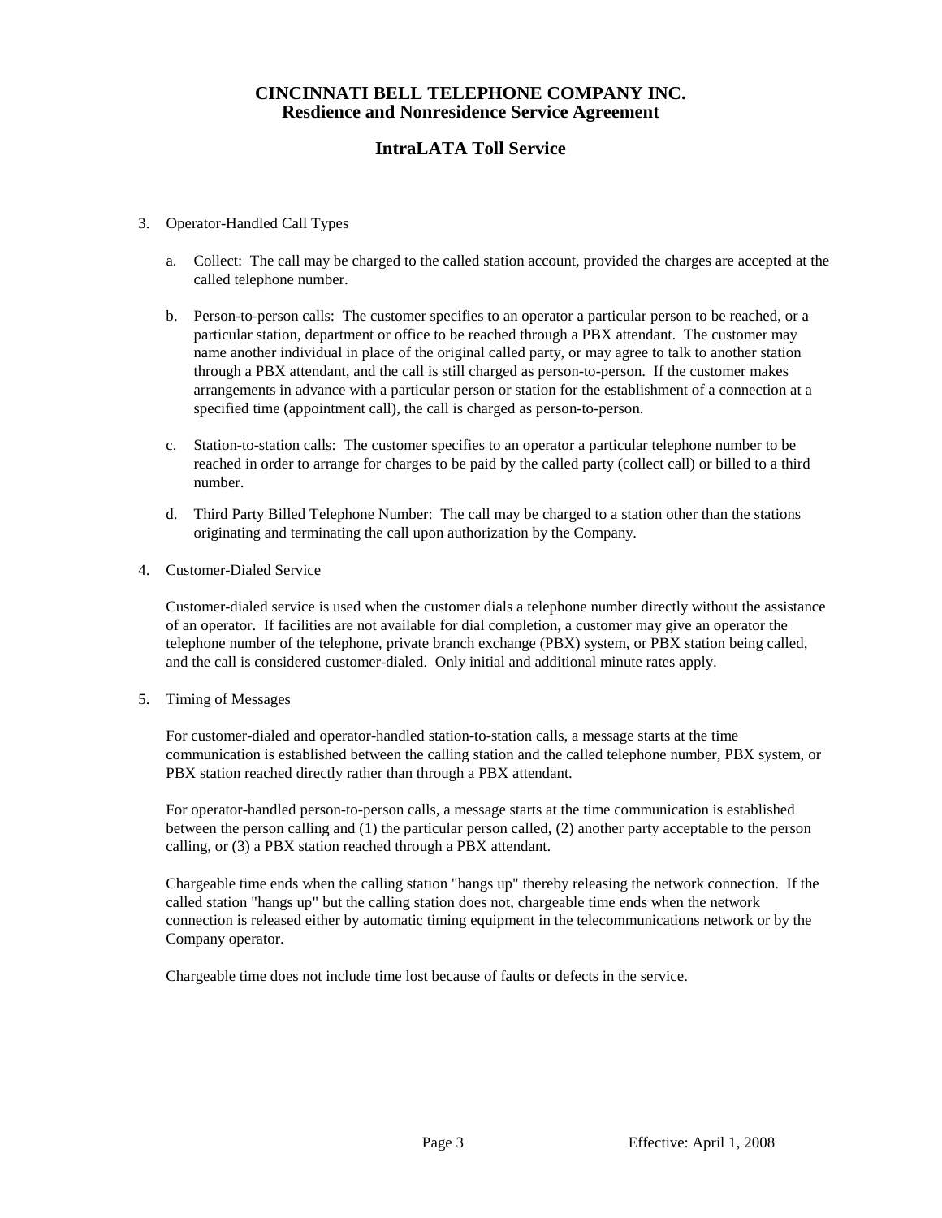# CINCINNATI BELL TELEPHONE COMPANY INC.
## Resdience and Nonresidence Service Agreement

## IntraLATA Toll Service

3. Operator-Handled Call Types

   a. Collect: The call may be charged to the called station account, provided the charges are accepted at the called telephone number.

   b. Person-to-person calls: The customer specifies to an operator a particular person to be reached, or a particular station, department or office to be reached through a PBX attendant. The customer may name another individual in place of the original called party, or may agree to talk to another station through a PBX attendant, and the call is still charged as person-to-person. If the customer makes arrangements in advance with a particular person or station for the establishment of a connection at a specified time (appointment call), the call is charged as person-to-person.

   c. Station-to-station calls: The customer specifies to an operator a particular telephone number to be reached in order to arrange for charges to be paid by the called party (collect call) or billed to a third number.

   d. Third Party Billed Telephone Number: The call may be charged to a station other than the stations originating and terminating the call upon authorization by the Company.

4. Customer-Dialed Service

   Customer-dialed service is used when the customer dials a telephone number directly without the assistance of an operator. If facilities are not available for dial completion, a customer may give an operator the telephone number of the telephone, private branch exchange (PBX) system, or PBX station being called, and the call is considered customer-dialed. Only initial and additional minute rates apply.

5. Timing of Messages

   For customer-dialed and operator-handled station-to-station calls, a message starts at the time communication is established between the calling station and the called telephone number, PBX system, or PBX station reached directly rather than through a PBX attendant.

   For operator-handled person-to-person calls, a message starts at the time communication is established between the person calling and (1) the particular person called, (2) another party acceptable to the person calling, or (3) a PBX station reached through a PBX attendant.

   Chargeable time ends when the calling station "hangs up" thereby releasing the network connection. If the called station "hangs up" but the calling station does not, chargeable time ends when the network connection is released either by automatic timing equipment in the telecommunications network or by the Company operator.

   Chargeable time does not include time lost because of faults or defects in the service.

Effective: April 1, 2008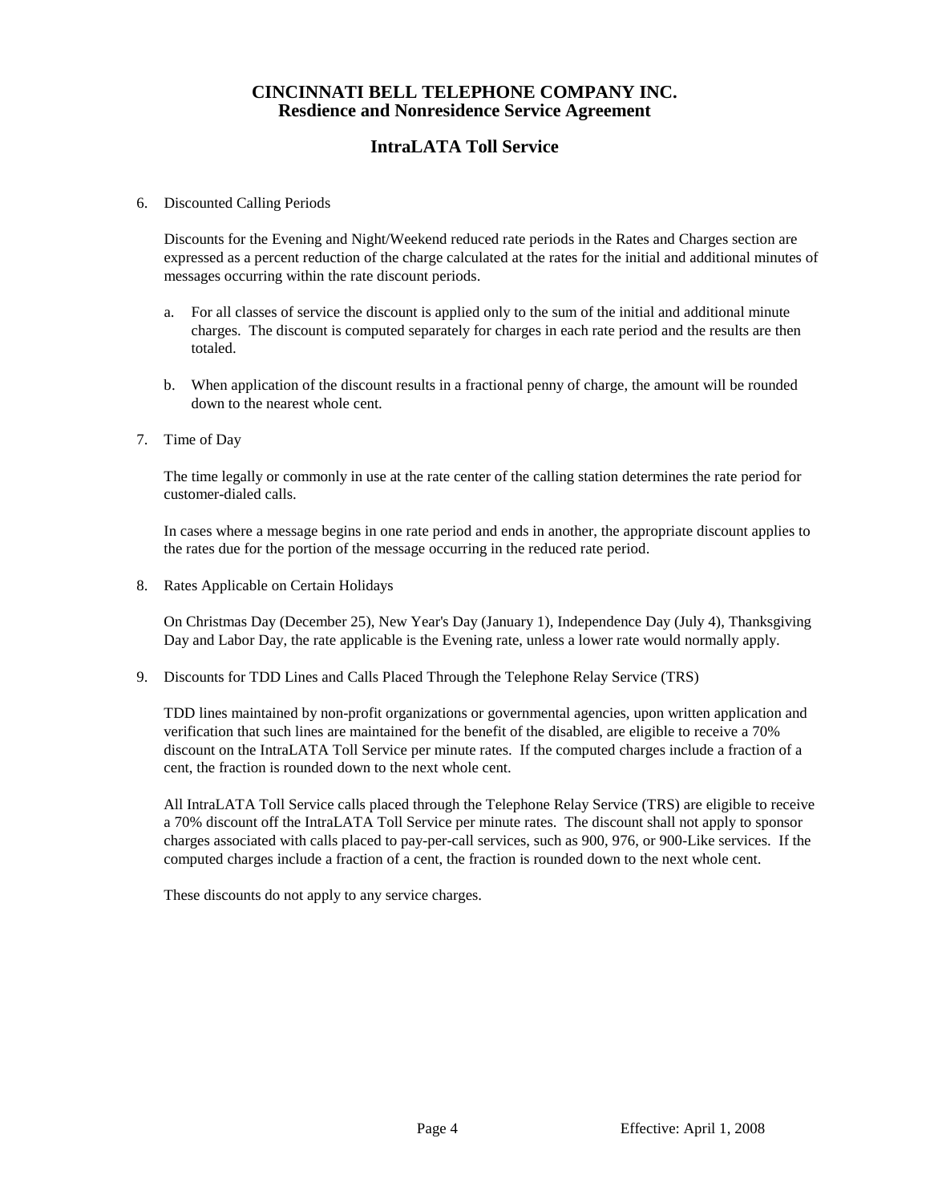# CINCINNATI BELL TELEPHONE COMPANY INC.
## Resdience and Nonresidence Service Agreement

## IntraLATA Toll Service

6. Discounted Calling Periods

   Discounts for the Evening and Night/Weekend reduced rate periods in the Rates and Charges section are expressed as a percent reduction of the charge calculated at the rates for the initial and additional minutes of messages occurring within the rate discount periods.

   a. For all classes of service the discount is applied only to the sum of the initial and additional minute charges. The discount is computed separately for charges in each rate period and the results are then totaled.

   b. When application of the discount results in a fractional penny of charge, the amount will be rounded down to the nearest whole cent.

7. Time of Day

   The time legally or commonly in use at the rate center of the calling station determines the rate period for customer-dialed calls.

   In cases where a message begins in one rate period and ends in another, the appropriate discount applies to the rates due for the portion of the message occurring in the reduced rate period.

8. Rates Applicable on Certain Holidays

   On Christmas Day (December 25), New Year's Day (January 1), Independence Day (July 4), Thanksgiving Day and Labor Day, the rate applicable is the Evening rate, unless a lower rate would normally apply.

9. Discounts for TDD Lines and Calls Placed Through the Telephone Relay Service (TRS)

   TDD lines maintained by non-profit organizations or governmental agencies, upon written application and verification that such lines are maintained for the benefit of the disabled, are eligible to receive a 70% discount on the IntraLATA Toll Service per minute rates. If the computed charges include a fraction of a cent, the fraction is rounded down to the next whole cent.

   All IntraLATA Toll Service calls placed through the Telephone Relay Service (TRS) are eligible to receive a 70% discount off the IntraLATA Toll Service per minute rates. The discount shall not apply to sponsor charges associated with calls placed to pay-per-call services, such as 900, 976, or 900-Like services. If the computed charges include a fraction of a cent, the fraction is rounded down to the next whole cent.

   These discounts do not apply to any service charges.

Effective: April 1, 2008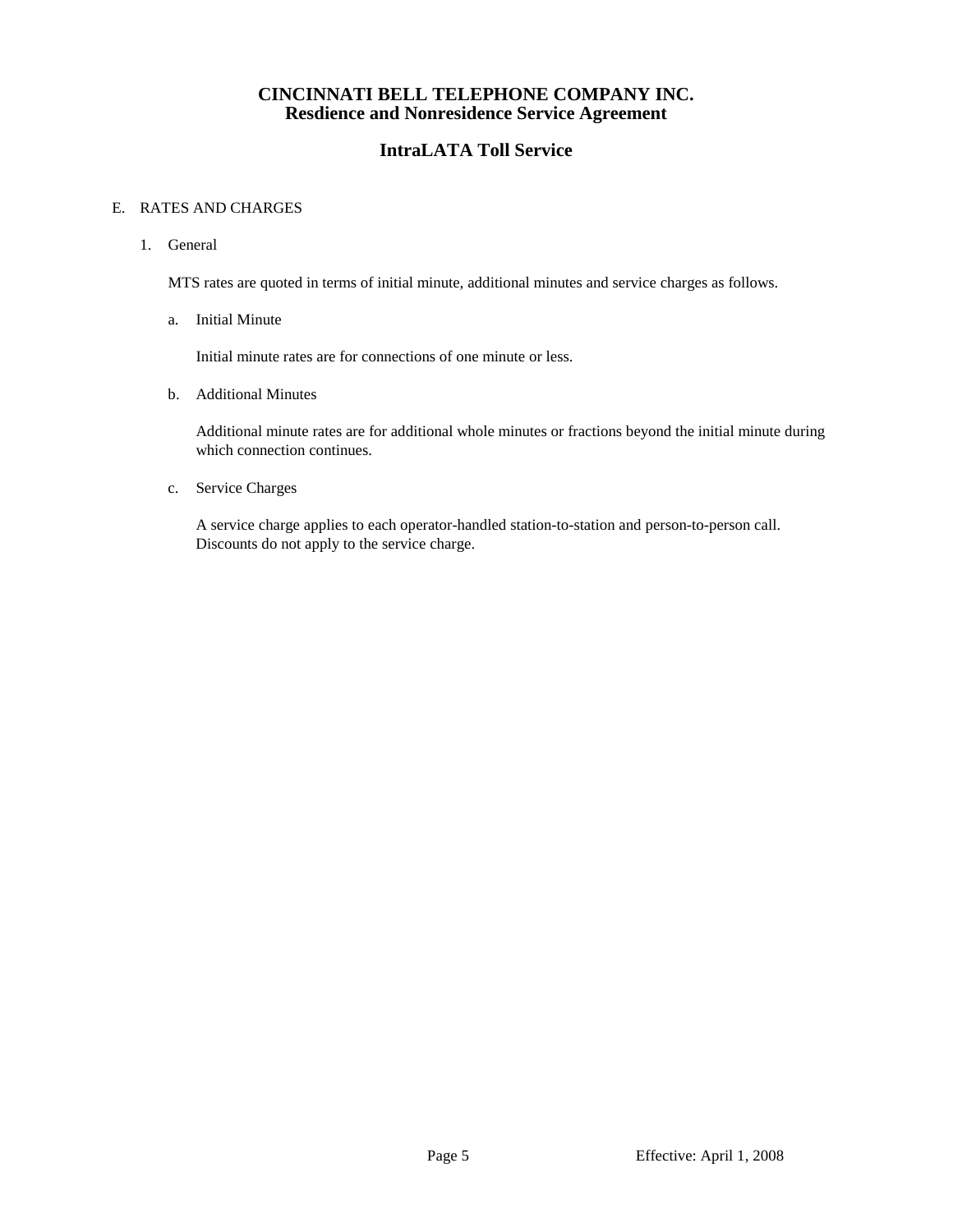# CINCINNATI BELL TELEPHONE COMPANY INC.
## Resdience and Nonresidence Service Agreement

## IntraLATA Toll Service

E. RATES AND CHARGES

1. General

   MTS rates are quoted in terms of initial minute, additional minutes and service charges as follows.

   a. Initial Minute

      Initial minute rates are for connections of one minute or less.

   b. Additional Minutes

      Additional minute rates are for additional whole minutes or fractions beyond the initial minute during which connection continues.

   c. Service Charges

      A service charge applies to each operator-handled station-to-station and person-to-person call. Discounts do not apply to the service charge.

Effective: April 1, 2008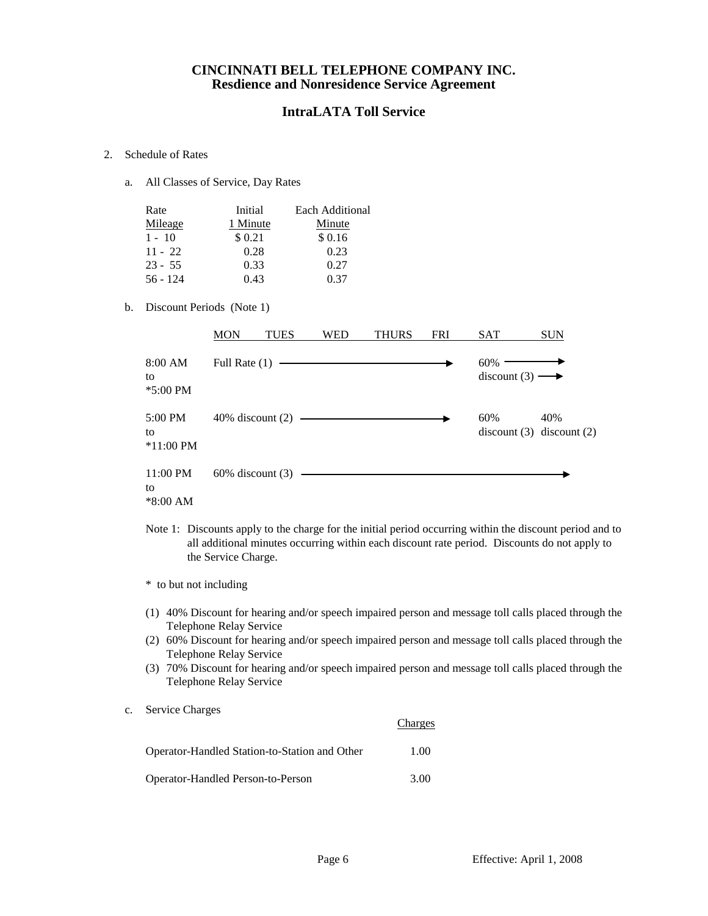# CINCINNATI BELL TELEPHONE COMPANY INC.
## Resdience and Nonresidence Service Agreement

## IntraLATA Toll Service

2. Schedule of Rates

   a. All Classes of Service, Day Rates

| Rate Mileage | Initial 1 Minute | Each Additional Minute |
|---|---|---|
| 1 - 10 | $ 0.21 | $ 0.16 |
| 11 - 22 | 0.28 | 0.23 |
| 23 - 55 | 0.33 | 0.27 |
| 56 - 124 | 0.43 | 0.37 |

   b. Discount Periods (Note 1)

| | MON | TUES | WED | THURS | FRI | SAT | SUN |
|---|---|---|---|---|---|---|---|
| 8:00 AM to *5:00 PM | Full Rate (1) → | | | | | 60% discount (3) → | → |
| 5:00 PM to *11:00 PM | 40% discount (2) → | | | | | 60% discount (3) | 40% discount (2) |
| 11:00 PM to *8:00 AM | 60% discount (3) → | | | | | | |

   Note 1: Discounts apply to the charge for the initial period occurring within the discount period and to all additional minutes occurring within each discount rate period. Discounts do not apply to the Service Charge.

   * to but not including

   (1) 40% Discount for hearing and/or speech impaired person and message toll calls placed through the Telephone Relay Service
   (2) 60% Discount for hearing and/or speech impaired person and message toll calls placed through the Telephone Relay Service
   (3) 70% Discount for hearing and/or speech impaired person and message toll calls placed through the Telephone Relay Service

   c. Service Charges

| | Charges |
|---|---|
| Operator-Handled Station-to-Station and Other | 1.00 |
| Operator-Handled Person-to-Person | 3.00 |

Effective: April 1, 2008